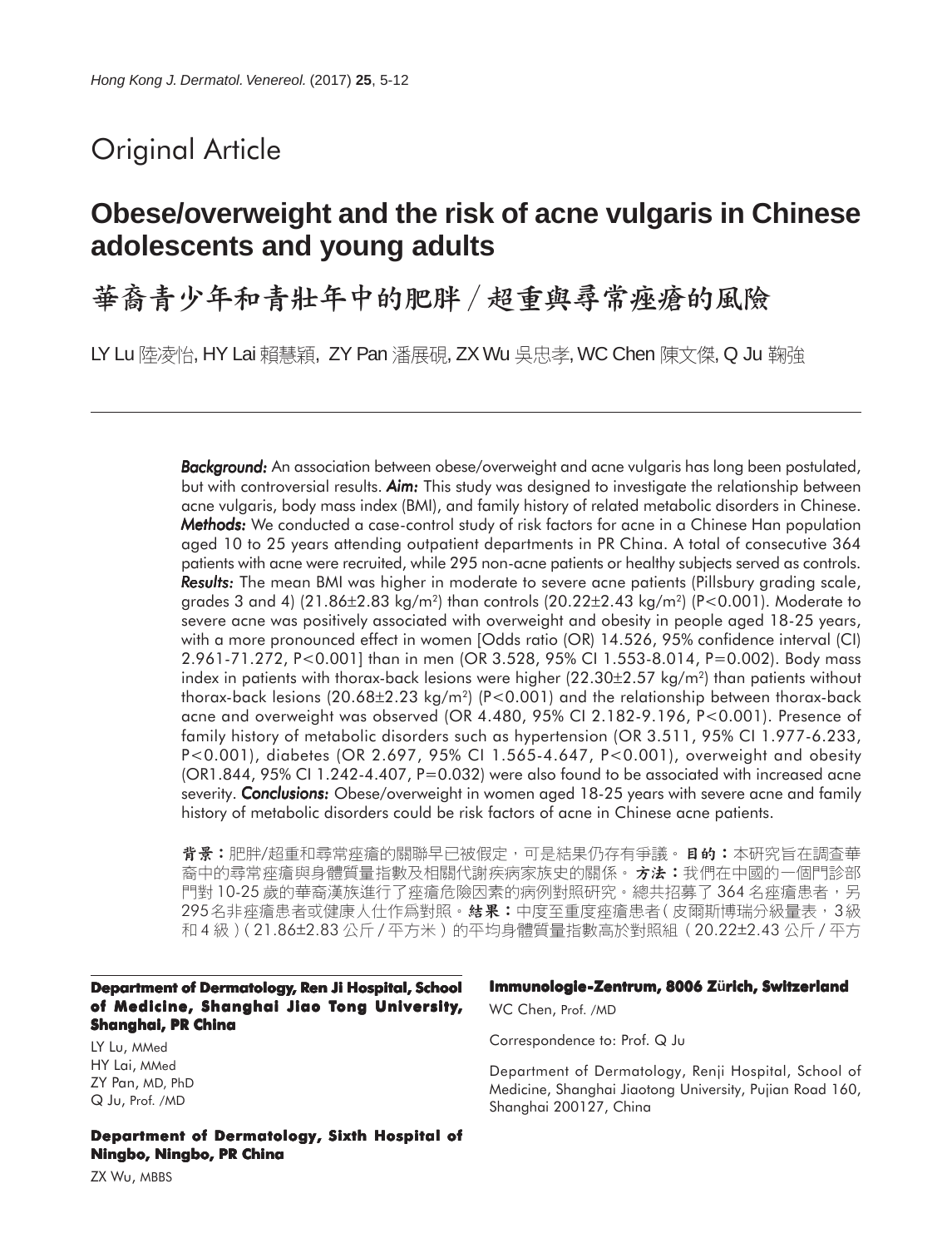# Original Article

## Obese/overweight and the risk of acne vulgaris in Chinese adolescents and young adults

## 華裔青少年和青壯年中的肥胖/超重與尋常痤瘡的風險

LY Lu 陸凌怡, HY Lai 賴慧穎, ZY Pan 潘展硯, ZX Wu 吳忠孝, WC Chen 陳文傑, Q Ju 鞠強

---

***Background:*** An association between obese/overweight and acne vulgaris has long been postulated, but with controversial results. ***Aim:*** This study was designed to investigate the relationship between acne vulgaris, body mass index (BMI), and family history of related metabolic disorders in Chinese. ***Methods:*** We conducted a case-control study of risk factors for acne in a Chinese Han population aged 10 to 25 years attending outpatient departments in PR China. A total of consecutive 364 patients with acne were recruited, while 295 non-acne patients or healthy subjects served as controls. ***Results:*** The mean BMI was higher in moderate to severe acne patients (Pillsbury grading scale, grades 3 and 4) (21.86±2.83 kg/m$^2$) than controls (20.22±2.43 kg/m$^2$) ($P<0.001$). Moderate to severe acne was positively associated with overweight and obesity in people aged 18-25 years, with a more pronounced effect in women [Odds ratio (OR) 14.526, 95% confidence interval (CI) 2.961-71.272, $P<0.001$] than in men (OR 3.528, 95% CI 1.553-8.014, $P=0.002$). Body mass index in patients with thorax-back lesions were higher (22.30±2.57 kg/m$^2$) than patients without thorax-back lesions (20.68±2.23 kg/m$^2$) ($P<0.001$) and the relationship between thorax-back acne and overweight was observed (OR 4.480, 95% CI 2.182-9.196, $P<0.001$). Presence of family history of metabolic disorders such as hypertension (OR 3.511, 95% CI 1.977-6.233, $P<0.001$), diabetes (OR 2.697, 95% CI 1.565-4.647, $P<0.001$), overweight and obesity (OR1.844, 95% CI 1.242-4.407, $P=0.032$) were also found to be associated with increased acne severity. ***Conclusions:*** Obese/overweight in women aged 18-25 years with severe acne and family history of metabolic disorders could be risk factors of acne in Chinese acne patients.

**背景：**肥胖/超重和尋常痤瘡的關聯早已被假定，可是結果仍存有爭議。**目的：**本研究旨在調查華裔中的尋常痤瘡與身體質量指數及相關代謝疾病家族史的關係。**方法：**我們在中國的一個門診部門對10-25歲的華裔漢族進行了痤瘡危險因素的病例對照研究。總共招募了364名痤瘡患者，另295名非痤瘡患者或健康人仕作爲對照。**結果：**中度至重度痤瘡患者(皮爾斯博瑞分級量表，3級和4級)(21.86±2.83公斤/平方米)的平均身體質量指數高於對照組(20.22±2.43公斤/平方

**Department of Dermatology, Ren Ji Hospital, School of Medicine, Shanghai Jiao Tong University, Shanghai, PR China**

LY Lu, MMed
HY Lai, MMed
ZY Pan, MD, PhD
Q Ju, Prof. /MD

**Department of Dermatology, Sixth Hospital of Ningbo, Ningbo, PR China**

ZX Wu, MBBS

**Immunologie-Zentrum, 8006 Zürich, Switzerland**

WC Chen, Prof. /MD

Correspondence to: Prof. Q Ju

Department of Dermatology, Renji Hospital, School of Medicine, Shanghai Jiaotong University, Pujian Road 160, Shanghai 200127, China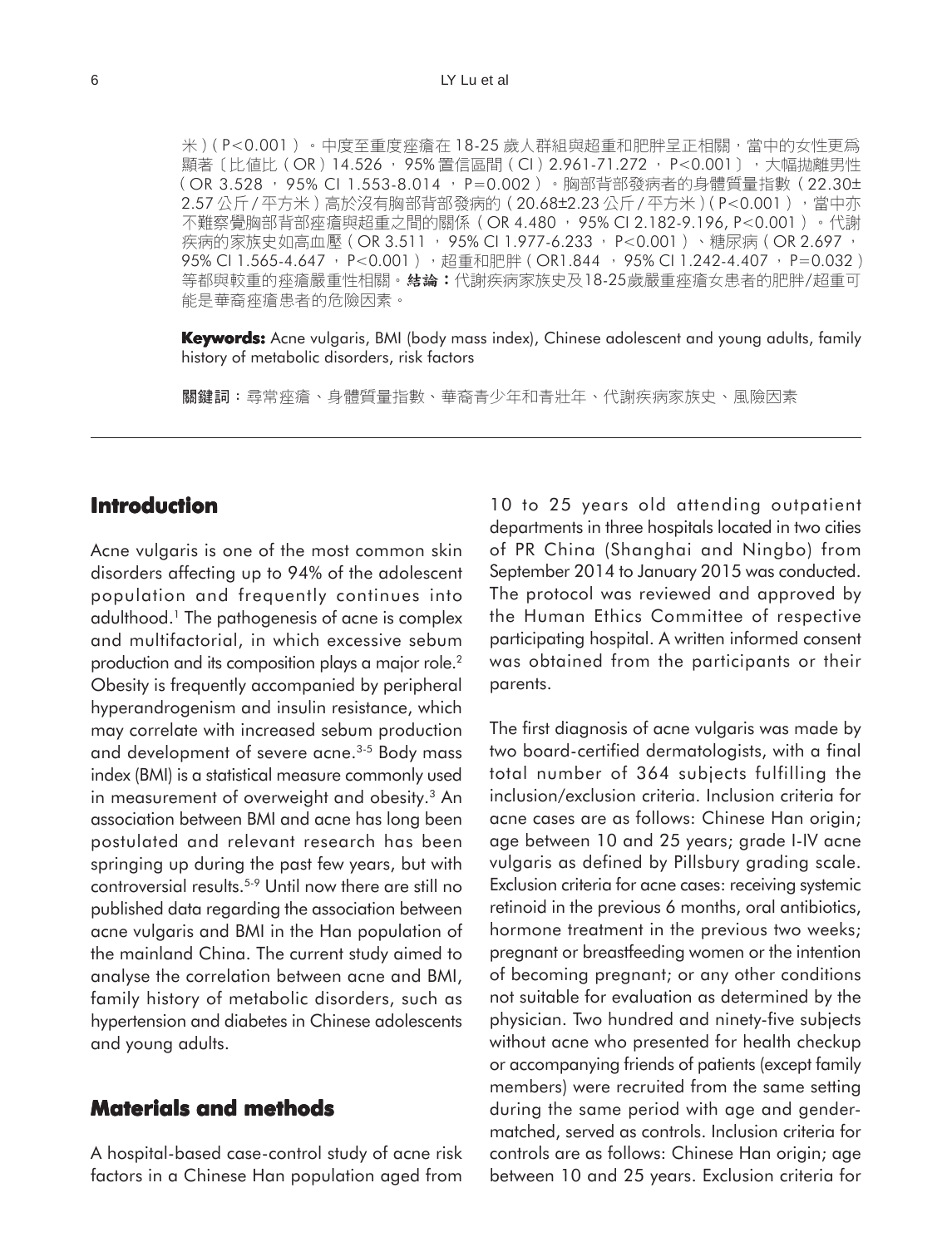米）(P<0.001）。中度至重度痤瘡在18-25歲人群組與超重和肥胖呈正相關，當中的女性更為顯著〔比值比（OR）14.526，95%置信區間（CI）2.961-71.272，P<0.001〕，大幅拋離男性（OR 3.528，95% CI 1.553-8.014，P=0.002）。胸部背部發病者的身體質量指數（22.30±2.57公斤/平方米）高於沒有胸部背部發病的（20.68±2.23公斤/平方米）(P<0.001），當中亦不難察覺胸部背部痤瘡與超重之間的關係（OR 4.480，95% CI 2.182-9.196, P<0.001）。代謝疾病的家族史如高血壓（OR 3.511，95% CI 1.977-6.233，P<0.001）、糖尿病（OR 2.697，95% CI 1.565-4.647，P<0.001），超重和肥胖（OR1.844，95% CI 1.242-4.407，P=0.032）等都與較重的痤瘡嚴重性相關。**結論：**代謝疾病家族史及18-25歲嚴重痤瘡女患者的肥胖/超重可能是華裔痤瘡患者的危險因素。

**Keywords:** Acne vulgaris, BMI (body mass index), Chinese adolescent and young adults, family history of metabolic disorders, risk factors

**關鍵詞：**尋常痤瘡、身體質量指數、華裔青少年和青壯年、代謝疾病家族史、風險因素

## Introduction

Acne vulgaris is one of the most common skin disorders affecting up to 94% of the adolescent population and frequently continues into adulthood.[1] The pathogenesis of acne is complex and multifactorial, in which excessive sebum production and its composition plays a major role.[2] Obesity is frequently accompanied by peripheral hyperandrogenism and insulin resistance, which may correlate with increased sebum production and development of severe acne.[3-5] Body mass index (BMI) is a statistical measure commonly used in measurement of overweight and obesity.[3] An association between BMI and acne has long been postulated and relevant research has been springing up during the past few years, but with controversial results.[5-9] Until now there are still no published data regarding the association between acne vulgaris and BMI in the Han population of the mainland China. The current study aimed to analyse the correlation between acne and BMI, family history of metabolic disorders, such as hypertension and diabetes in Chinese adolescents and young adults.

## Materials and methods

A hospital-based case-control study of acne risk factors in a Chinese Han population aged from 10 to 25 years old attending outpatient departments in three hospitals located in two cities of PR China (Shanghai and Ningbo) from September 2014 to January 2015 was conducted. The protocol was reviewed and approved by the Human Ethics Committee of respective participating hospital. A written informed consent was obtained from the participants or their parents.

The first diagnosis of acne vulgaris was made by two board-certified dermatologists, with a final total number of 364 subjects fulfilling the inclusion/exclusion criteria. Inclusion criteria for acne cases are as follows: Chinese Han origin; age between 10 and 25 years; grade I-IV acne vulgaris as defined by Pillsbury grading scale. Exclusion criteria for acne cases: receiving systemic retinoid in the previous 6 months, oral antibiotics, hormone treatment in the previous two weeks; pregnant or breastfeeding women or the intention of becoming pregnant; or any other conditions not suitable for evaluation as determined by the physician. Two hundred and ninety-five subjects without acne who presented for health checkup or accompanying friends of patients (except family members) were recruited from the same setting during the same period with age and gender-matched, served as controls. Inclusion criteria for controls are as follows: Chinese Han origin; age between 10 and 25 years. Exclusion criteria for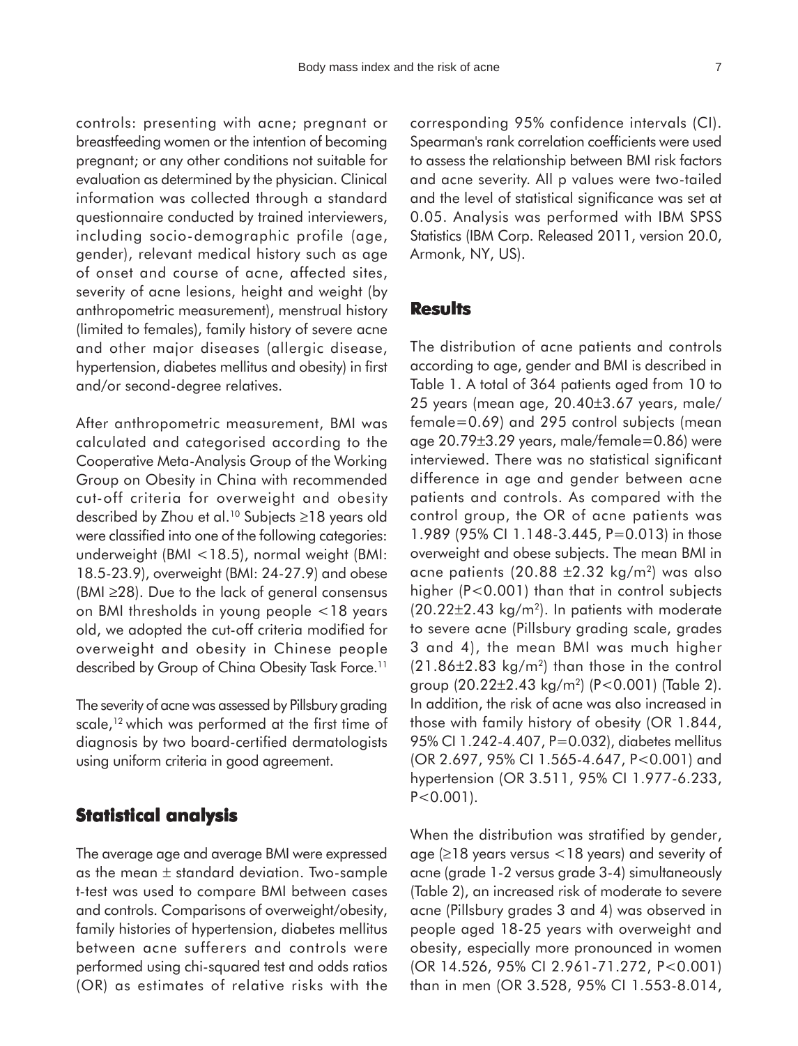controls: presenting with acne; pregnant or breastfeeding women or the intention of becoming pregnant; or any other conditions not suitable for evaluation as determined by the physician. Clinical information was collected through a standard questionnaire conducted by trained interviewers, including socio-demographic profile (age, gender), relevant medical history such as age of onset and course of acne, affected sites, severity of acne lesions, height and weight (by anthropometric measurement), menstrual history (limited to females), family history of severe acne and other major diseases (allergic disease, hypertension, diabetes mellitus and obesity) in first and/or second-degree relatives.

After anthropometric measurement, BMI was calculated and categorised according to the Cooperative Meta-Analysis Group of the Working Group on Obesity in China with recommended cut-off criteria for overweight and obesity described by Zhou et al.[10] Subjects ≥18 years old were classified into one of the following categories: underweight (BMI <18.5), normal weight (BMI: 18.5-23.9), overweight (BMI: 24-27.9) and obese (BMI ≥28). Due to the lack of general consensus on BMI thresholds in young people <18 years old, we adopted the cut-off criteria modified for overweight and obesity in Chinese people described by Group of China Obesity Task Force.[11]

The severity of acne was assessed by Pillsbury grading scale,[12] which was performed at the first time of diagnosis by two board-certified dermatologists using uniform criteria in good agreement.

## Statistical analysis

The average age and average BMI were expressed as the mean ± standard deviation. Two-sample t-test was used to compare BMI between cases and controls. Comparisons of overweight/obesity, family histories of hypertension, diabetes mellitus between acne sufferers and controls were performed using chi-squared test and odds ratios (OR) as estimates of relative risks with the corresponding 95% confidence intervals (CI). Spearman's rank correlation coefficients were used to assess the relationship between BMI risk factors and acne severity. All p values were two-tailed and the level of statistical significance was set at 0.05. Analysis was performed with IBM SPSS Statistics (IBM Corp. Released 2011, version 20.0, Armonk, NY, US).

## Results

The distribution of acne patients and controls according to age, gender and BMI is described in Table 1. A total of 364 patients aged from 10 to 25 years (mean age, 20.40±3.67 years, male/female=0.69) and 295 control subjects (mean age 20.79±3.29 years, male/female=0.86) were interviewed. There was no statistical significant difference in age and gender between acne patients and controls. As compared with the control group, the OR of acne patients was 1.989 (95% CI 1.148-3.445, P=0.013) in those overweight and obese subjects. The mean BMI in acne patients (20.88 ±2.32 kg/m$^2$) was also higher (P<0.001) than that in control subjects (20.22±2.43 kg/m$^2$). In patients with moderate to severe acne (Pillsbury grading scale, grades 3 and 4), the mean BMI was much higher (21.86±2.83 kg/m$^2$) than those in the control group (20.22±2.43 kg/m$^2$) (P<0.001) (Table 2). In addition, the risk of acne was also increased in those with family history of obesity (OR 1.844, 95% CI 1.242-4.407, P=0.032), diabetes mellitus (OR 2.697, 95% CI 1.565-4.647, P<0.001) and hypertension (OR 3.511, 95% CI 1.977-6.233, P<0.001).

When the distribution was stratified by gender, age (≥18 years versus <18 years) and severity of acne (grade 1-2 versus grade 3-4) simultaneously (Table 2), an increased risk of moderate to severe acne (Pillsbury grades 3 and 4) was observed in people aged 18-25 years with overweight and obesity, especially more pronounced in women (OR 14.526, 95% CI 2.961-71.272, P<0.001) than in men (OR 3.528, 95% CI 1.553-8.014,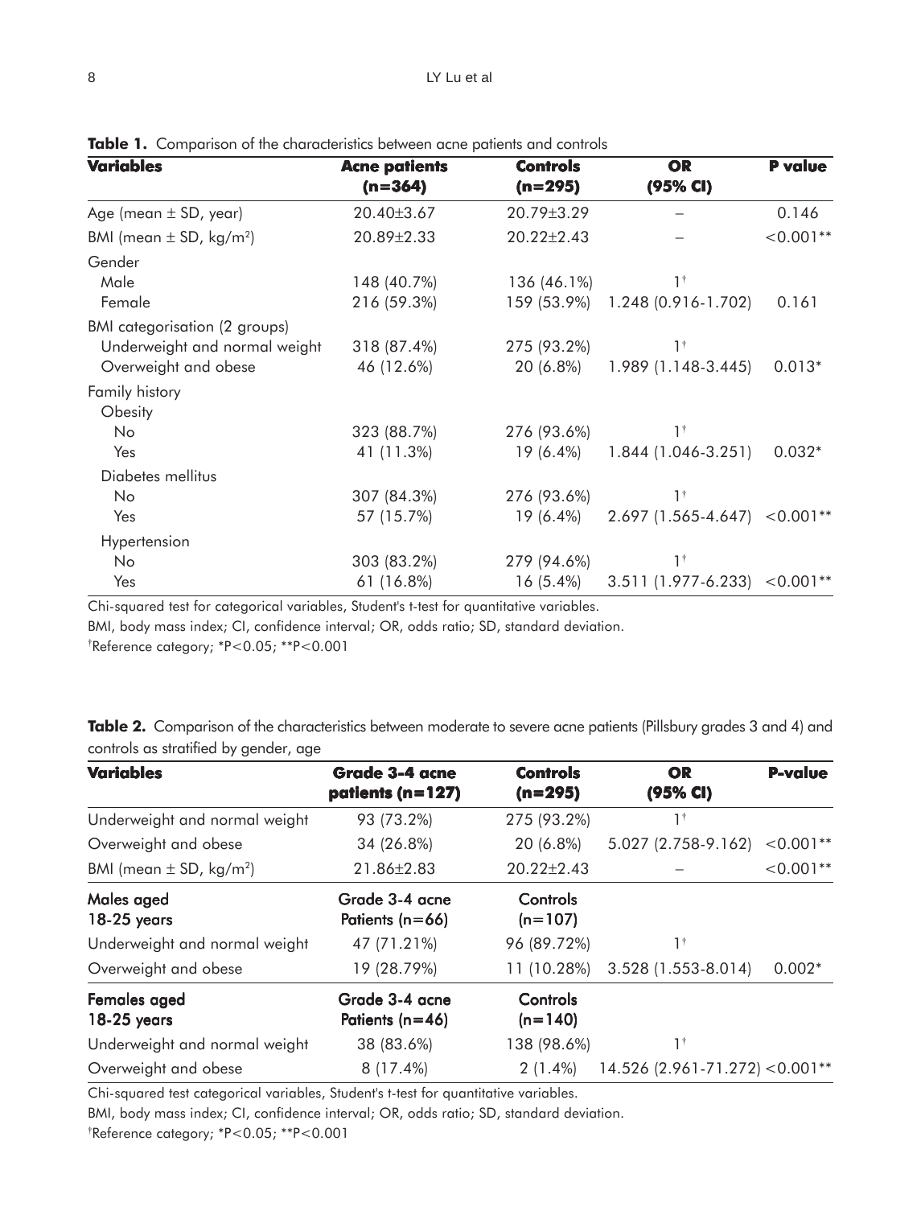**Table 1.** Comparison of the characteristics between acne patients and controls

| Variables | Acne patients (n=364) | Controls (n=295) | OR (95% CI) | P value |
|---|---|---|---|---|
| Age (mean ± SD, year) | 20.40±3.67 | 20.79±3.29 | – | 0.146 |
| BMI (mean ± SD, kg/m²) | 20.89±2.33 | 20.22±2.43 | – | <0.001** |
| Gender | | | | |
| Male | 148 (40.7%) | 136 (46.1%) | 1† | |
| Female | 216 (59.3%) | 159 (53.9%) | 1.248 (0.916-1.702) | 0.161 |
| BMI categorisation (2 groups) | | | | |
| Underweight and normal weight | 318 (87.4%) | 275 (93.2%) | 1† | |
| Overweight and obese | 46 (12.6%) | 20 (6.8%) | 1.989 (1.148-3.445) | 0.013* |
| Family history | | | | |
| Obesity | | | | |
| No | 323 (88.7%) | 276 (93.6%) | 1† | |
| Yes | 41 (11.3%) | 19 (6.4%) | 1.844 (1.046-3.251) | 0.032* |
| Diabetes mellitus | | | | |
| No | 307 (84.3%) | 276 (93.6%) | 1† | |
| Yes | 57 (15.7%) | 19 (6.4%) | 2.697 (1.565-4.647) | <0.001** |
| Hypertension | | | | |
| No | 303 (83.2%) | 279 (94.6%) | 1† | |
| Yes | 61 (16.8%) | 16 (5.4%) | 3.511 (1.977-6.233) | <0.001** |

Chi-squared test for categorical variables, Student's t-test for quantitative variables.

BMI, body mass index; CI, confidence interval; OR, odds ratio; SD, standard deviation.

†Reference category; *P<0.05; **P<0.001

**Table 2.** Comparison of the characteristics between moderate to severe acne patients (Pillsbury grades 3 and 4) and controls as stratified by gender, age

| Variables | Grade 3-4 acne patients (n=127) | Controls (n=295) | OR (95% CI) | P-value |
|---|---|---|---|---|
| Underweight and normal weight | 93 (73.2%) | 275 (93.2%) | 1† | |
| Overweight and obese | 34 (26.8%) | 20 (6.8%) | 5.027 (2.758-9.162) | <0.001** |
| BMI (mean ± SD, kg/m²) | 21.86±2.83 | 20.22±2.43 | – | <0.001** |
| **Males aged 18-25 years** | Grade 3-4 acne Patients (n=66) | Controls (n=107) | | |
| Underweight and normal weight | 47 (71.21%) | 96 (89.72%) | 1† | |
| Overweight and obese | 19 (28.79%) | 11 (10.28%) | 3.528 (1.553-8.014) | 0.002* |
| **Females aged 18-25 years** | Grade 3-4 acne Patients (n=46) | Controls (n=140) | | |
| Underweight and normal weight | 38 (83.6%) | 138 (98.6%) | 1† | |
| Overweight and obese | 8 (17.4%) | 2 (1.4%) | 14.526 (2.961-71.272) | <0.001** |

Chi-squared test categorical variables, Student's t-test for quantitative variables.

BMI, body mass index; CI, confidence interval; OR, odds ratio; SD, standard deviation.

†Reference category; *P<0.05; **P<0.001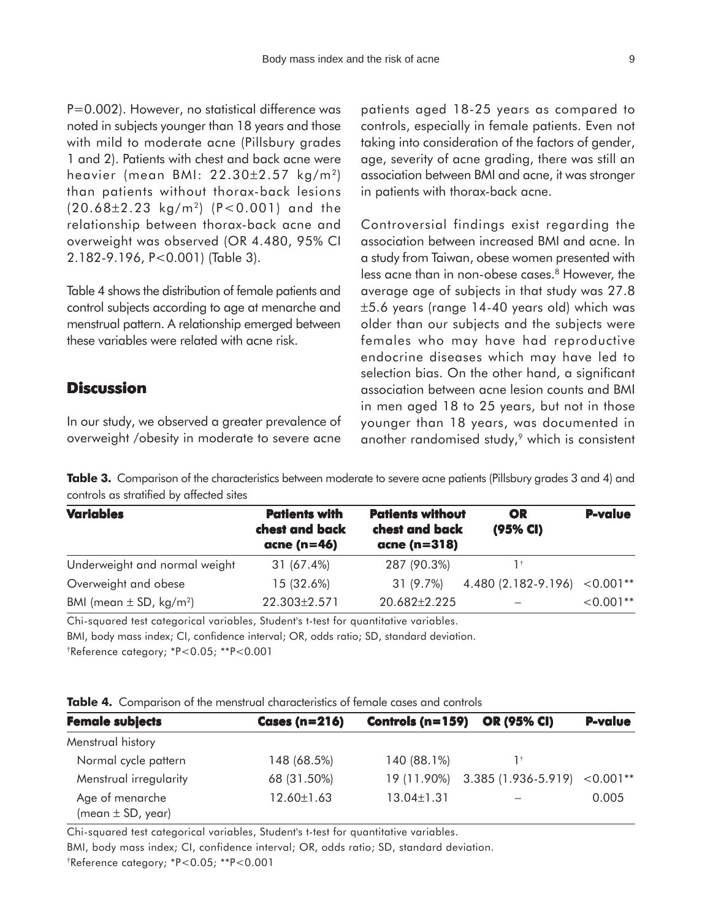P=0.002). However, no statistical difference was noted in subjects younger than 18 years and those with mild to moderate acne (Pillsbury grades 1 and 2). Patients with chest and back acne were heavier (mean BMI: 22.30±2.57 kg/m$^2$) than patients without thorax-back lesions (20.68±2.23 kg/m$^2$) (P<0.001) and the relationship between thorax-back acne and overweight was observed (OR 4.480, 95% CI 2.182-9.196, P<0.001) (Table 3).

Table 4 shows the distribution of female patients and control subjects according to age at menarche and menstrual pattern. A relationship emerged between these variables were related with acne risk.

## Discussion

In our study, we observed a greater prevalence of overweight /obesity in moderate to severe acne patients aged 18-25 years as compared to controls, especially in female patients. Even not taking into consideration of the factors of gender, age, severity of acne grading, there was still an association between BMI and acne, it was stronger in patients with thorax-back acne.

Controversial findings exist regarding the association between increased BMI and acne. In a study from Taiwan, obese women presented with less acne than in non-obese cases.[8] However, the average age of subjects in that study was 27.8 ±5.6 years (range 14-40 years old) which was older than our subjects and the subjects were females who may have had reproductive endocrine diseases which may have led to selection bias. On the other hand, a significant association between acne lesion counts and BMI in men aged 18 to 25 years, but not in those younger than 18 years, was documented in another randomised study,[9] which is consistent

**Table 3.** Comparison of the characteristics between moderate to severe acne patients (Pillsbury grades 3 and 4) and controls as stratified by affected sites

| Variables | Patients with chest and back acne (n=46) | Patients without chest and back acne (n=318) | OR (95% CI) | P-value |
|---|---|---|---|---|
| Underweight and normal weight | 31 (67.4%) | 287 (90.3%) | 1† | |
| Overweight and obese | 15 (32.6%) | 31 (9.7%) | 4.480 (2.182-9.196) | <0.001** |
| BMI (mean ± SD, kg/m$^2$) | 22.303±2.571 | 20.682±2.225 | – | <0.001** |

Chi-squared test categorical variables, Student's t-test for quantitative variables.
BMI, body mass index; CI, confidence interval; OR, odds ratio; SD, standard deviation.
†Reference category; *P<0.05; **P<0.001

**Table 4.** Comparison of the menstrual characteristics of female cases and controls

| Female subjects | Cases (n=216) | Controls (n=159) | OR (95% CI) | P-value |
|---|---|---|---|---|
| Menstrual history | | | | |
| Normal cycle pattern | 148 (68.5%) | 140 (88.1%) | 1† | |
| Menstrual irregularity | 68 (31.50%) | 19 (11.90%) | 3.385 (1.936-5.919) | <0.001** |
| Age of menarche (mean ± SD, year) | 12.60±1.63 | 13.04±1.31 | – | 0.005 |

Chi-squared test categorical variables, Student's t-test for quantitative variables.
BMI, body mass index; CI, confidence interval; OR, odds ratio; SD, standard deviation.
†Reference category; *P<0.05; **P<0.001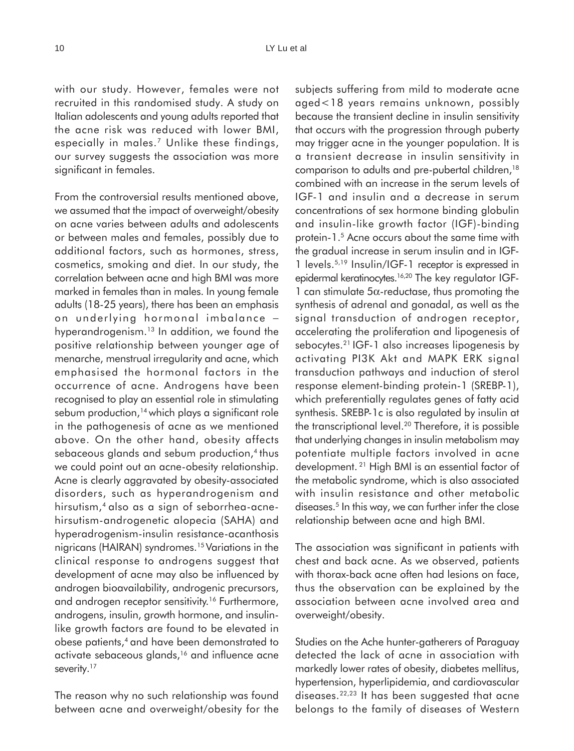with our study. However, females were not recruited in this randomised study. A study on Italian adolescents and young adults reported that the acne risk was reduced with lower BMI, especially in males.[7] Unlike these findings, our survey suggests the association was more significant in females.

From the controversial results mentioned above, we assumed that the impact of overweight/obesity on acne varies between adults and adolescents or between males and females, possibly due to additional factors, such as hormones, stress, cosmetics, smoking and diet. In our study, the correlation between acne and high BMI was more marked in females than in males. In young female adults (18-25 years), there has been an emphasis on underlying hormonal imbalance – hyperandrogenism.[13] In addition, we found the positive relationship between younger age of menarche, menstrual irregularity and acne, which emphasised the hormonal factors in the occurrence of acne. Androgens have been recognised to play an essential role in stimulating sebum production,[14] which plays a significant role in the pathogenesis of acne as we mentioned above. On the other hand, obesity affects sebaceous glands and sebum production,[4] thus we could point out an acne-obesity relationship. Acne is clearly aggravated by obesity-associated disorders, such as hyperandrogenism and hirsutism,[4] also as a sign of seborrhea-acne-hirsutism-androgenetic alopecia (SAHA) and hyperadrogenism-insulin resistance-acanthosis nigricans (HAIRAN) syndromes.[15] Variations in the clinical response to androgens suggest that development of acne may also be influenced by androgen bioavailability, androgenic precursors, and androgen receptor sensitivity.[16] Furthermore, androgens, insulin, growth hormone, and insulin-like growth factors are found to be elevated in obese patients,[4] and have been demonstrated to activate sebaceous glands,[16] and influence acne severity.[17]

The reason why no such relationship was found between acne and overweight/obesity for the subjects suffering from mild to moderate acne aged<18 years remains unknown, possibly because the transient decline in insulin sensitivity that occurs with the progression through puberty may trigger acne in the younger population. It is a transient decrease in insulin sensitivity in comparison to adults and pre-pubertal children,[18] combined with an increase in the serum levels of IGF-1 and insulin and a decrease in serum concentrations of sex hormone binding globulin and insulin-like growth factor (IGF)-binding protein-1.[5] Acne occurs about the same time with the gradual increase in serum insulin and in IGF-1 levels.[5,19] Insulin/IGF-1 receptor is expressed in epidermal keratinocytes.[16,20] The key regulator IGF-1 can stimulate 5α-reductase, thus promoting the synthesis of adrenal and gonadal, as well as the signal transduction of androgen receptor, accelerating the proliferation and lipogenesis of sebocytes.[21] IGF-1 also increases lipogenesis by activating PI3K Akt and MAPK ERK signal transduction pathways and induction of sterol response element-binding protein-1 (SREBP-1), which preferentially regulates genes of fatty acid synthesis. SREBP-1c is also regulated by insulin at the transcriptional level.[20] Therefore, it is possible that underlying changes in insulin metabolism may potentiate multiple factors involved in acne development.[21] High BMI is an essential factor of the metabolic syndrome, which is also associated with insulin resistance and other metabolic diseases.[5] In this way, we can further infer the close relationship between acne and high BMI.

The association was significant in patients with chest and back acne. As we observed, patients with thorax-back acne often had lesions on face, thus the observation can be explained by the association between acne involved area and overweight/obesity.

Studies on the Ache hunter-gatherers of Paraguay detected the lack of acne in association with markedly lower rates of obesity, diabetes mellitus, hypertension, hyperlipidemia, and cardiovascular diseases.[22,23] It has been suggested that acne belongs to the family of diseases of Western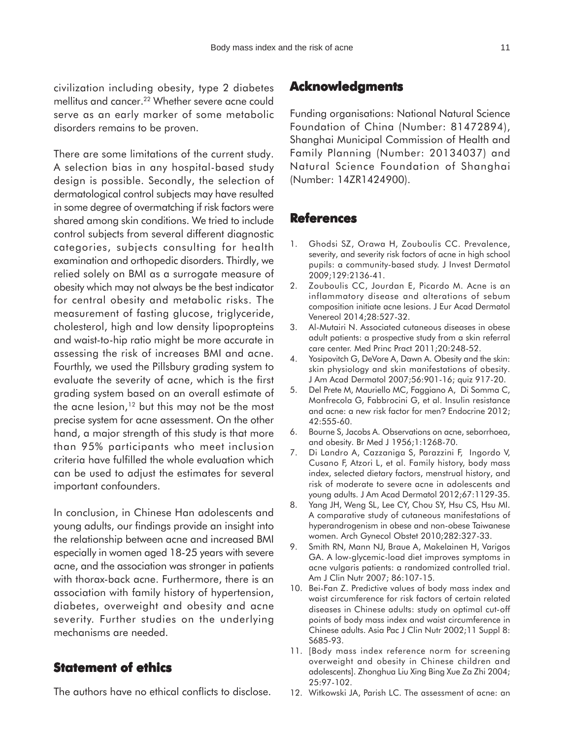civilization including obesity, type 2 diabetes mellitus and cancer.[22] Whether severe acne could serve as an early marker of some metabolic disorders remains to be proven.

There are some limitations of the current study. A selection bias in any hospital-based study design is possible. Secondly, the selection of dermatological control subjects may have resulted in some degree of overmatching if risk factors were shared among skin conditions. We tried to include control subjects from several different diagnostic categories, subjects consulting for health examination and orthopedic disorders. Thirdly, we relied solely on BMI as a surrogate measure of obesity which may not always be the best indicator for central obesity and metabolic risks. The measurement of fasting glucose, triglyceride, cholesterol, high and low density lipopropteins and waist-to-hip ratio might be more accurate in assessing the risk of increases BMI and acne. Fourthly, we used the Pillsbury grading system to evaluate the severity of acne, which is the first grading system based on an overall estimate of the acne lesion,[12] but this may not be the most precise system for acne assessment. On the other hand, a major strength of this study is that more than 95% participants who meet inclusion criteria have fulfilled the whole evaluation which can be used to adjust the estimates for several important confounders.

In conclusion, in Chinese Han adolescents and young adults, our findings provide an insight into the relationship between acne and increased BMI especially in women aged 18-25 years with severe acne, and the association was stronger in patients with thorax-back acne. Furthermore, there is an association with family history of hypertension, diabetes, overweight and obesity and acne severity. Further studies on the underlying mechanisms are needed.

## Statement of ethics

The authors have no ethical conflicts to disclose.

## Acknowledgments

Funding organisations: National Natural Science Foundation of China (Number: 81472894), Shanghai Municipal Commission of Health and Family Planning (Number: 20134037) and Natural Science Foundation of Shanghai (Number: 14ZR1424900).

## References

1. Ghodsi SZ, Orawa H, Zouboulis CC. Prevalence, severity, and severity risk factors of acne in high school pupils: a community-based study. J Invest Dermatol 2009;129:2136-41.
2. Zouboulis CC, Jourdan E, Picardo M. Acne is an inflammatory disease and alterations of sebum composition initiate acne lesions. J Eur Acad Dermatol Venereol 2014;28:527-32.
3. Al-Mutairi N. Associated cutaneous diseases in obese adult patients: a prospective study from a skin referral care center. Med Princ Pract 2011;20:248-52.
4. Yosipovitch G, DeVore A, Dawn A. Obesity and the skin: skin physiology and skin manifestations of obesity. J Am Acad Dermatol 2007;56:901-16; quiz 917-20.
5. Del Prete M, Mauriello MC, Faggiano A, Di Somma C, Monfrecola G, Fabbrocini G, et al. Insulin resistance and acne: a new risk factor for men? Endocrine 2012; 42:555-60.
6. Bourne S, Jacobs A. Observations on acne, seborrhoea, and obesity. Br Med J 1956;1:1268-70.
7. Di Landro A, Cazzaniga S, Parazzini F, Ingordo V, Cusano F, Atzori L, et al. Family history, body mass index, selected dietary factors, menstrual history, and risk of moderate to severe acne in adolescents and young adults. J Am Acad Dermatol 2012;67:1129-35.
8. Yang JH, Weng SL, Lee CY, Chou SY, Hsu CS, Hsu MI. A comparative study of cutaneous manifestations of hyperandrogenism in obese and non-obese Taiwanese women. Arch Gynecol Obstet 2010;282:327-33.
9. Smith RN, Mann NJ, Braue A, Makelainen H, Varigos GA. A low-glycemic-load diet improves symptoms in acne vulgaris patients: a randomized controlled trial. Am J Clin Nutr 2007; 86:107-15.
10. Bei-Fan Z. Predictive values of body mass index and waist circumference for risk factors of certain related diseases in Chinese adults: study on optimal cut-off points of body mass index and waist circumference in Chinese adults. Asia Pac J Clin Nutr 2002;11 Suppl 8: S685-93.
11. [Body mass index reference norm for screening overweight and obesity in Chinese children and adolescents]. Zhonghua Liu Xing Bing Xue Za Zhi 2004; 25:97-102.
12. Witkowski JA, Parish LC. The assessment of acne: an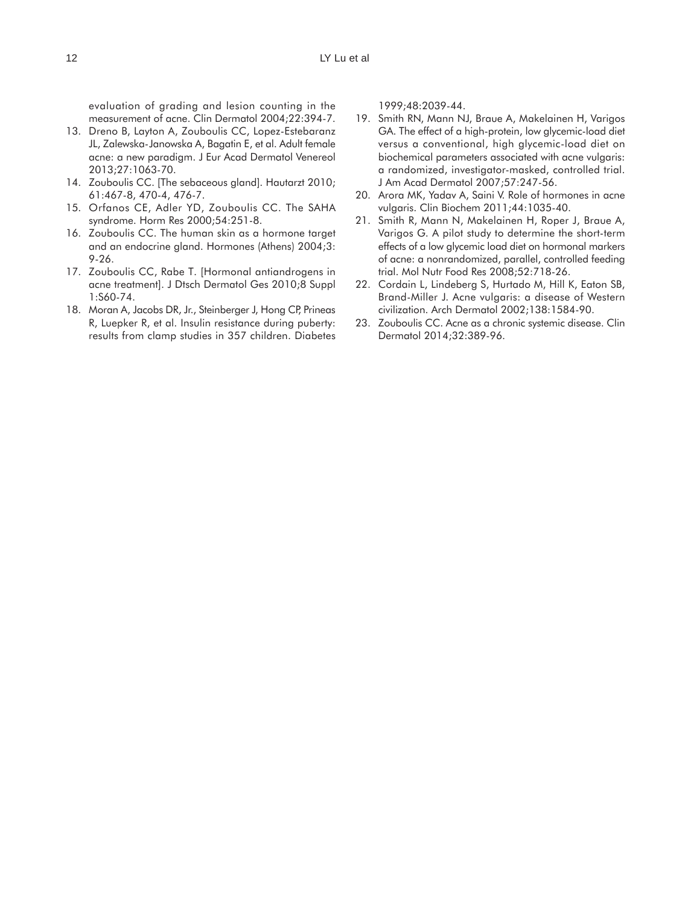evaluation of grading and lesion counting in the measurement of acne. Clin Dermatol 2004;22:394-7.

13. Dreno B, Layton A, Zouboulis CC, Lopez-Estebaranz JL, Zalewska-Janowska A, Bagatin E, et al. Adult female acne: a new paradigm. J Eur Acad Dermatol Venereol 2013;27:1063-70.
14. Zouboulis CC. [The sebaceous gland]. Hautarzt 2010; 61:467-8, 470-4, 476-7.
15. Orfanos CE, Adler YD, Zouboulis CC. The SAHA syndrome. Horm Res 2000;54:251-8.
16. Zouboulis CC. The human skin as a hormone target and an endocrine gland. Hormones (Athens) 2004;3: 9-26.
17. Zouboulis CC, Rabe T. [Hormonal antiandrogens in acne treatment]. J Dtsch Dermatol Ges 2010;8 Suppl 1:S60-74.
18. Moran A, Jacobs DR, Jr., Steinberger J, Hong CP, Prineas R, Luepker R, et al. Insulin resistance during puberty: results from clamp studies in 357 children. Diabetes 1999;48:2039-44.
19. Smith RN, Mann NJ, Braue A, Makelainen H, Varigos GA. The effect of a high-protein, low glycemic-load diet versus a conventional, high glycemic-load diet on biochemical parameters associated with acne vulgaris: a randomized, investigator-masked, controlled trial. J Am Acad Dermatol 2007;57:247-56.
20. Arora MK, Yadav A, Saini V. Role of hormones in acne vulgaris. Clin Biochem 2011;44:1035-40.
21. Smith R, Mann N, Makelainen H, Roper J, Braue A, Varigos G. A pilot study to determine the short-term effects of a low glycemic load diet on hormonal markers of acne: a nonrandomized, parallel, controlled feeding trial. Mol Nutr Food Res 2008;52:718-26.
22. Cordain L, Lindeberg S, Hurtado M, Hill K, Eaton SB, Brand-Miller J. Acne vulgaris: a disease of Western civilization. Arch Dermatol 2002;138:1584-90.
23. Zouboulis CC. Acne as a chronic systemic disease. Clin Dermatol 2014;32:389-96.